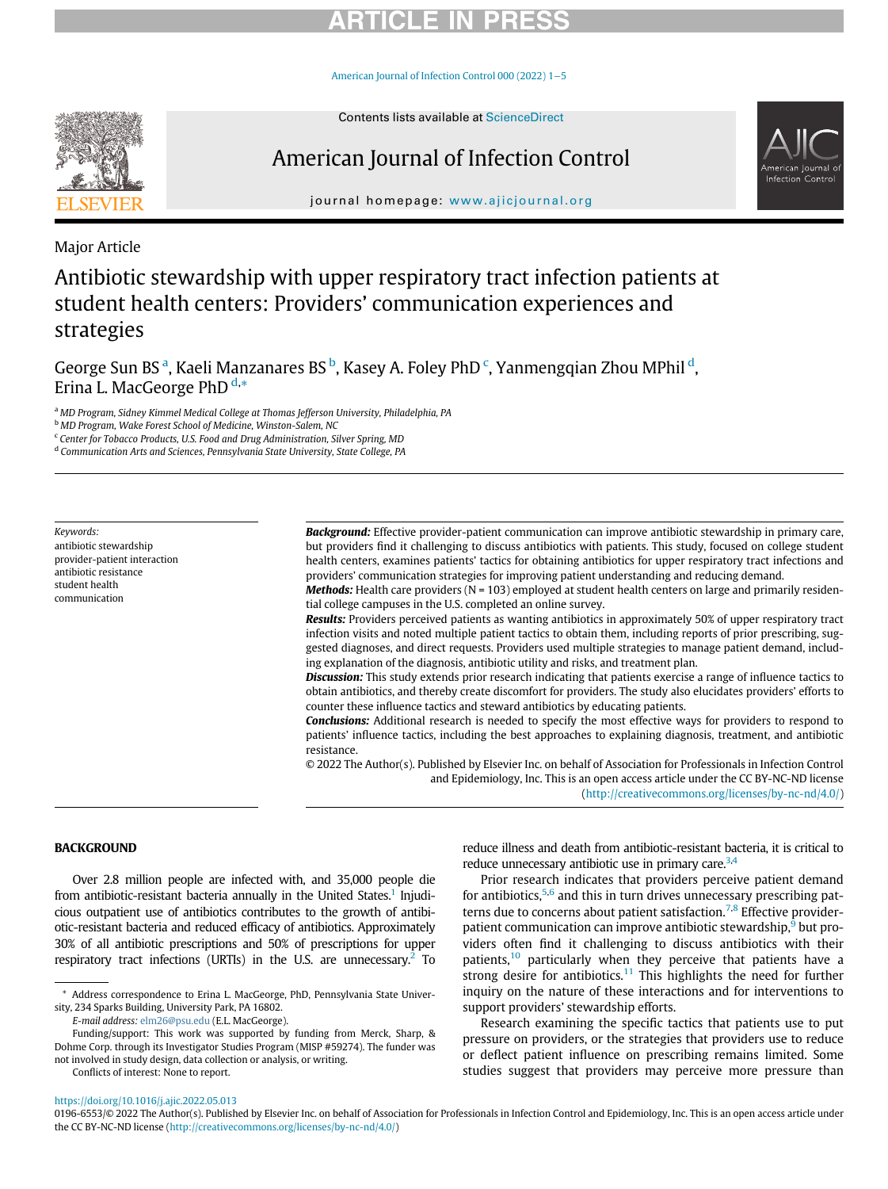Major Article

# Antibiotic stewardship with upper respiratory tract infection patients at student health centers: Providers' communication experiences and strategies

George Sun BS [a], Kaeli Manzanares BS [b], Kasey A. Foley PhD [c], Yanmengqian Zhou MPhil [d], Erina L. MacGeorge PhD [d,*]

[a] MD Program, Sidney Kimmel Medical College at Thomas Jefferson University, Philadelphia, PA
[b] MD Program, Wake Forest School of Medicine, Winston-Salem, NC
[c] Center for Tobacco Products, U.S. Food and Drug Administration, Silver Spring, MD
[d] Communication Arts and Sciences, Pennsylvania State University, State College, PA

*Keywords:*
antibiotic stewardship
provider-patient interaction
antibiotic resistance
student health
communication

***Background:*** Effective provider-patient communication can improve antibiotic stewardship in primary care, but providers find it challenging to discuss antibiotics with patients. This study, focused on college student health centers, examines patients' tactics for obtaining antibiotics for upper respiratory tract infections and providers' communication strategies for improving patient understanding and reducing demand.

***Methods:*** Health care providers (N = 103) employed at student health centers on large and primarily residential college campuses in the U.S. completed an online survey.

***Results:*** Providers perceived patients as wanting antibiotics in approximately 50% of upper respiratory tract infection visits and noted multiple patient tactics to obtain them, including reports of prior prescribing, suggested diagnoses, and direct requests. Providers used multiple strategies to manage patient demand, including explanation of the diagnosis, antibiotic utility and risks, and treatment plan.

***Discussion:*** This study extends prior research indicating that patients exercise a range of influence tactics to obtain antibiotics, and thereby create discomfort for providers. The study also elucidates providers' efforts to counter these influence tactics and steward antibiotics by educating patients.

***Conclusions:*** Additional research is needed to specify the most effective ways for providers to respond to patients' influence tactics, including the best approaches to explaining diagnosis, treatment, and antibiotic resistance.

© 2022 The Author(s). Published by Elsevier Inc. on behalf of Association for Professionals in Infection Control and Epidemiology, Inc. This is an open access article under the CC BY-NC-ND license (http://creativecommons.org/licenses/by-nc-nd/4.0/)

## BACKGROUND

Over 2.8 million people are infected with, and 35,000 people die from antibiotic-resistant bacteria annually in the United States.[1] Injudicious outpatient use of antibiotics contributes to the growth of antibiotic-resistant bacteria and reduced efficacy of antibiotics. Approximately 30% of all antibiotic prescriptions and 50% of prescriptions for upper respiratory tract infections (URTIs) in the U.S. are unnecessary.[2] To reduce illness and death from antibiotic-resistant bacteria, it is critical to reduce unnecessary antibiotic use in primary care.[3,4]

Prior research indicates that providers perceive patient demand for antibiotics,[5,6] and this in turn drives unnecessary prescribing patterns due to concerns about patient satisfaction.[7,8] Effective provider-patient communication can improve antibiotic stewardship,[9] but providers often find it challenging to discuss antibiotics with their patients,[10] particularly when they perceive that patients have a strong desire for antibiotics.[11] This highlights the need for further inquiry on the nature of these interactions and for interventions to support providers' stewardship efforts.

Research examining the specific tactics that patients use to put pressure on providers, or the strategies that providers use to reduce or deflect patient influence on prescribing remains limited. Some studies suggest that providers may perceive more pressure than

* Address correspondence to Erina L. MacGeorge, PhD, Pennsylvania State University, 234 Sparks Building, University Park, PA 16802.

*E-mail address:* elm26@psu.edu (E.L. MacGeorge).

Funding/support: This work was supported by funding from Merck, Sharp, & Dohme Corp. through its Investigator Studies Program (MISP #59274). The funder was not involved in study design, data collection or analysis, or writing.

Conflicts of interest: None to report.

https://doi.org/10.1016/j.ajic.2022.05.013
0196-6553/© 2022 The Author(s). Published by Elsevier Inc. on behalf of Association for Professionals in Infection Control and Epidemiology, Inc. This is an open access article under the CC BY-NC-ND license (http://creativecommons.org/licenses/by-nc-nd/4.0/)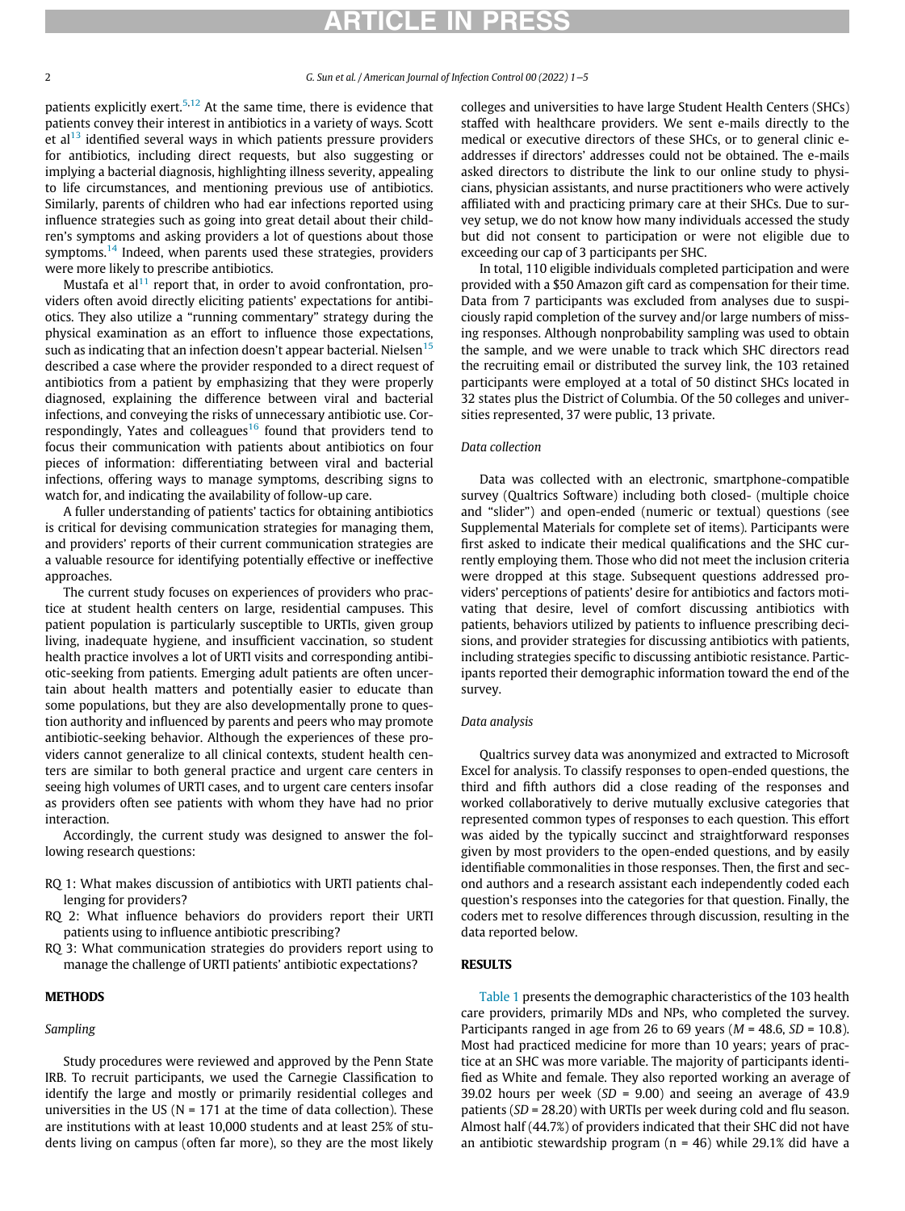patients explicitly exert.[5,12] At the same time, there is evidence that patients convey their interest in antibiotics in a variety of ways. Scott et al[13] identified several ways in which patients pressure providers for antibiotics, including direct requests, but also suggesting or implying a bacterial diagnosis, highlighting illness severity, appealing to life circumstances, and mentioning previous use of antibiotics. Similarly, parents of children who had ear infections reported using influence strategies such as going into great detail about their children's symptoms and asking providers a lot of questions about those symptoms.[14] Indeed, when parents used these strategies, providers were more likely to prescribe antibiotics.

Mustafa et al[11] report that, in order to avoid confrontation, providers often avoid directly eliciting patients' expectations for antibiotics. They also utilize a "running commentary" strategy during the physical examination as an effort to influence those expectations, such as indicating that an infection doesn't appear bacterial. Nielsen[15] described a case where the provider responded to a direct request of antibiotics from a patient by emphasizing that they were properly diagnosed, explaining the difference between viral and bacterial infections, and conveying the risks of unnecessary antibiotic use. Correspondingly, Yates and colleagues[16] found that providers tend to focus their communication with patients about antibiotics on four pieces of information: differentiating between viral and bacterial infections, offering ways to manage symptoms, describing signs to watch for, and indicating the availability of follow-up care.

A fuller understanding of patients' tactics for obtaining antibiotics is critical for devising communication strategies for managing them, and providers' reports of their current communication strategies are a valuable resource for identifying potentially effective or ineffective approaches.

The current study focuses on experiences of providers who practice at student health centers on large, residential campuses. This patient population is particularly susceptible to URTIs, given group living, inadequate hygiene, and insufficient vaccination, so student health practice involves a lot of URTI visits and corresponding antibiotic-seeking from patients. Emerging adult patients are often uncertain about health matters and potentially easier to educate than some populations, but they are also developmentally prone to question authority and influenced by parents and peers who may promote antibiotic-seeking behavior. Although the experiences of these providers cannot generalize to all clinical contexts, student health centers are similar to both general practice and urgent care centers in seeing high volumes of URTI cases, and to urgent care centers insofar as providers often see patients with whom they have had no prior interaction.

Accordingly, the current study was designed to answer the following research questions:

- RQ 1: What makes discussion of antibiotics with URTI patients challenging for providers?
- RQ 2: What influence behaviors do providers report their URTI patients using to influence antibiotic prescribing?
- RQ 3: What communication strategies do providers report using to manage the challenge of URTI patients' antibiotic expectations?

## METHODS

### Sampling

Study procedures were reviewed and approved by the Penn State IRB. To recruit participants, we used the Carnegie Classification to identify the large and mostly or primarily residential colleges and universities in the US (N = 171 at the time of data collection). These are institutions with at least 10,000 students and at least 25% of students living on campus (often far more), so they are the most likely colleges and universities to have large Student Health Centers (SHCs) staffed with healthcare providers. We sent e-mails directly to the medical or executive directors of these SHCs, or to general clinic e-addresses if directors' addresses could not be obtained. The e-mails asked directors to distribute the link to our online study to physicians, physician assistants, and nurse practitioners who were actively affiliated with and practicing primary care at their SHCs. Due to survey setup, we do not know how many individuals accessed the study but did not consent to participation or were not eligible due to exceeding our cap of 3 participants per SHC.

In total, 110 eligible individuals completed participation and were provided with a $50 Amazon gift card as compensation for their time. Data from 7 participants was excluded from analyses due to suspiciously rapid completion of the survey and/or large numbers of missing responses. Although nonprobability sampling was used to obtain the sample, and we were unable to track which SHC directors read the recruiting email or distributed the survey link, the 103 retained participants were employed at a total of 50 distinct SHCs located in 32 states plus the District of Columbia. Of the 50 colleges and universities represented, 37 were public, 13 private.

### Data collection

Data was collected with an electronic, smartphone-compatible survey (Qualtrics Software) including both closed- (multiple choice and "slider") and open-ended (numeric or textual) questions (see Supplemental Materials for complete set of items). Participants were first asked to indicate their medical qualifications and the SHC currently employing them. Those who did not meet the inclusion criteria were dropped at this stage. Subsequent questions addressed providers' perceptions of patients' desire for antibiotics and factors motivating that desire, level of comfort discussing antibiotics with patients, behaviors utilized by patients to influence prescribing decisions, and provider strategies for discussing antibiotics with patients, including strategies specific to discussing antibiotic resistance. Participants reported their demographic information toward the end of the survey.

### Data analysis

Qualtrics survey data was anonymized and extracted to Microsoft Excel for analysis. To classify responses to open-ended questions, the third and fifth authors did a close reading of the responses and worked collaboratively to derive mutually exclusive categories that represented common types of responses to each question. This effort was aided by the typically succinct and straightforward responses given by most providers to the open-ended questions, and by easily identifiable commonalities in those responses. Then, the first and second authors and a research assistant each independently coded each question's responses into the categories for that question. Finally, the coders met to resolve differences through discussion, resulting in the data reported below.

## RESULTS

Table 1 presents the demographic characteristics of the 103 health care providers, primarily MDs and NPs, who completed the survey. Participants ranged in age from 26 to 69 years ($M$ = 48.6, $SD$ = 10.8). Most had practiced medicine for more than 10 years; years of practice at an SHC was more variable. The majority of participants identified as White and female. They also reported working an average of 39.02 hours per week ($SD$ = 9.00) and seeing an average of 43.9 patients ($SD$ = 28.20) with URTIs per week during cold and flu season. Almost half (44.7%) of providers indicated that their SHC did not have an antibiotic stewardship program (n = 46) while 29.1% did have a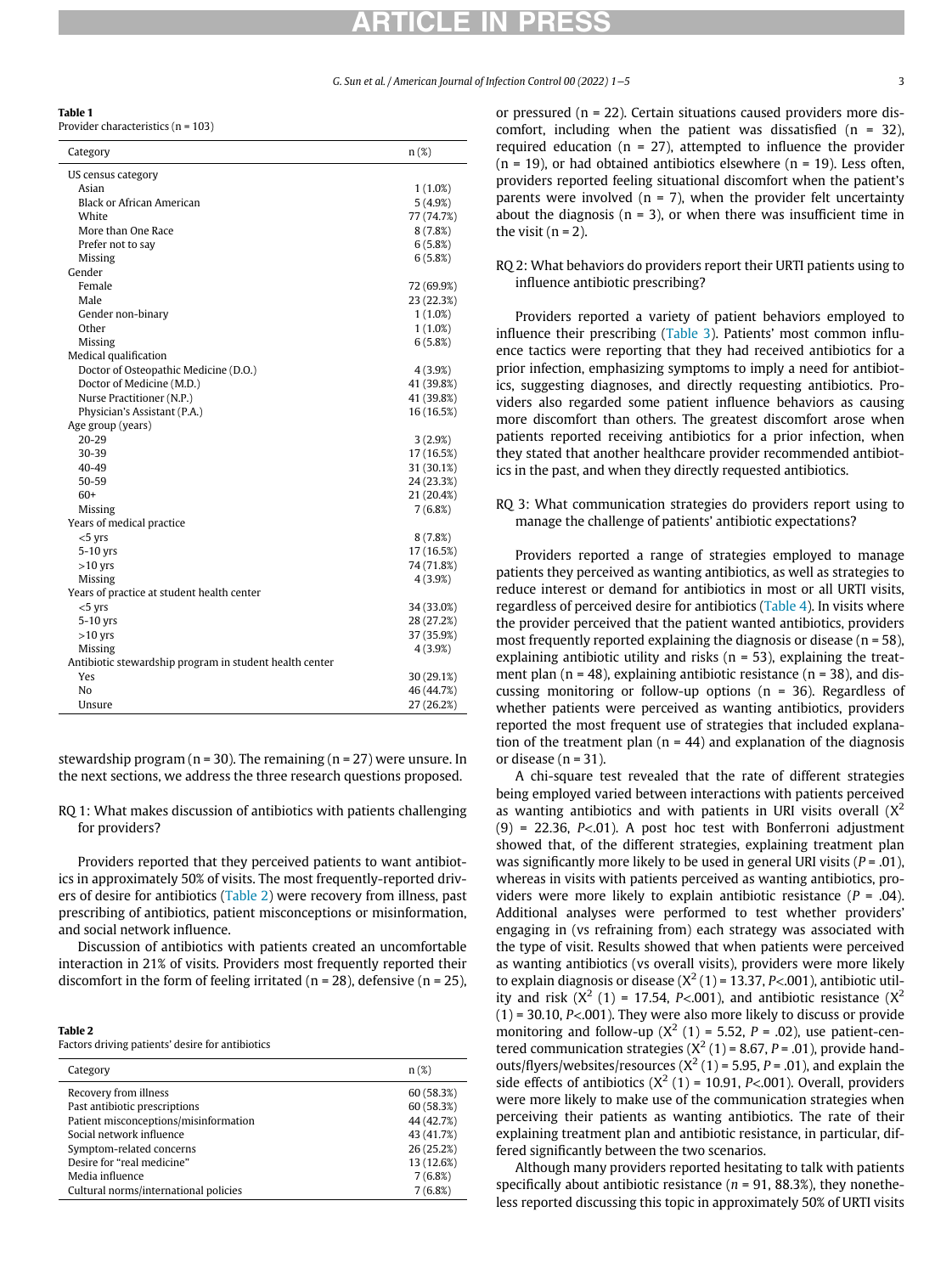**Table 1**
Provider characteristics (n = 103)

| Category | n (%) |
|---|---|
| US census category | |
| Asian | 1 (1.0%) |
| Black or African American | 5 (4.9%) |
| White | 77 (74.7%) |
| More than One Race | 8 (7.8%) |
| Prefer not to say | 6 (5.8%) |
| Missing | 6 (5.8%) |
| Gender | |
| Female | 72 (69.9%) |
| Male | 23 (22.3%) |
| Gender non-binary | 1 (1.0%) |
| Other | 1 (1.0%) |
| Missing | 6 (5.8%) |
| Medical qualification | |
| Doctor of Osteopathic Medicine (D.O.) | 4 (3.9%) |
| Doctor of Medicine (M.D.) | 41 (39.8%) |
| Nurse Practitioner (N.P.) | 41 (39.8%) |
| Physician's Assistant (P.A.) | 16 (16.5%) |
| Age group (years) | |
| 20-29 | 3 (2.9%) |
| 30-39 | 17 (16.5%) |
| 40-49 | 31 (30.1%) |
| 50-59 | 24 (23.3%) |
| 60+ | 21 (20.4%) |
| Missing | 7 (6.8%) |
| Years of medical practice | |
| <5 yrs | 8 (7.8%) |
| 5-10 yrs | 17 (16.5%) |
| >10 yrs | 74 (71.8%) |
| Missing | 4 (3.9%) |
| Years of practice at student health center | |
| <5 yrs | 34 (33.0%) |
| 5-10 yrs | 28 (27.2%) |
| >10 yrs | 37 (35.9%) |
| Missing | 4 (3.9%) |
| Antibiotic stewardship program in student health center | |
| Yes | 30 (29.1%) |
| No | 46 (44.7%) |
| Unsure | 27 (26.2%) |

stewardship program (n = 30). The remaining (n = 27) were unsure. In the next sections, we address the three research questions proposed.

RQ 1: What makes discussion of antibiotics with patients challenging for providers?

Providers reported that they perceived patients to want antibiotics in approximately 50% of visits. The most frequently-reported drivers of desire for antibiotics (Table 2) were recovery from illness, past prescribing of antibiotics, patient misconceptions or misinformation, and social network influence.

Discussion of antibiotics with patients created an uncomfortable interaction in 21% of visits. Providers most frequently reported their discomfort in the form of feeling irritated (n = 28), defensive (n = 25), or pressured (n = 22). Certain situations caused providers more discomfort, including when the patient was dissatisfied (n = 32), required education (n = 27), attempted to influence the provider (n = 19), or had obtained antibiotics elsewhere (n = 19). Less often, providers reported feeling situational discomfort when the patient's parents were involved (n = 7), when the provider felt uncertainty about the diagnosis (n = 3), or when there was insufficient time in the visit (n = 2).

**Table 2**
Factors driving patients' desire for antibiotics

| Category | n (%) |
|---|---|
| Recovery from illness | 60 (58.3%) |
| Past antibiotic prescriptions | 60 (58.3%) |
| Patient misconceptions/misinformation | 44 (42.7%) |
| Social network influence | 43 (41.7%) |
| Symptom-related concerns | 26 (25.2%) |
| Desire for "real medicine" | 13 (12.6%) |
| Media influence | 7 (6.8%) |
| Cultural norms/international policies | 7 (6.8%) |

RQ 2: What behaviors do providers report their URTI patients using to influence antibiotic prescribing?

Providers reported a variety of patient behaviors employed to influence their prescribing (Table 3). Patients' most common influence tactics were reporting that they had received antibiotics for a prior infection, emphasizing symptoms to imply a need for antibiotics, suggesting diagnoses, and directly requesting antibiotics. Providers also regarded some patient influence behaviors as causing more discomfort than others. The greatest discomfort arose when patients reported receiving antibiotics for a prior infection, when they stated that another healthcare provider recommended antibiotics in the past, and when they directly requested antibiotics.

RQ 3: What communication strategies do providers report using to manage the challenge of patients' antibiotic expectations?

Providers reported a range of strategies employed to manage patients they perceived as wanting antibiotics, as well as strategies to reduce interest or demand for antibiotics in most or all URTI visits, regardless of perceived desire for antibiotics (Table 4). In visits where the provider perceived that the patient wanted antibiotics, providers most frequently reported explaining the diagnosis or disease (n = 58), explaining antibiotic utility and risks (n = 53), explaining the treatment plan (n = 48), explaining antibiotic resistance (n = 38), and discussing monitoring or follow-up options (n = 36). Regardless of whether patients were perceived as wanting antibiotics, providers reported the most frequent use of strategies that included explanation of the treatment plan (n = 44) and explanation of the diagnosis or disease (n = 31).

A chi-square test revealed that the rate of different strategies being employed varied between interactions with patients perceived as wanting antibiotics and with patients in URI visits overall ($X^2$ (9) = 22.36, $P$<.01). A post hoc test with Bonferroni adjustment showed that, of the different strategies, explaining treatment plan was significantly more likely to be used in general URI visits ($P$ = .01), whereas in visits with patients perceived as wanting antibiotics, providers were more likely to explain antibiotic resistance ($P$ = .04). Additional analyses were performed to test whether providers' engaging in (vs refraining from) each strategy was associated with the type of visit. Results showed that when patients were perceived as wanting antibiotics (vs overall visits), providers were more likely to explain diagnosis or disease ($X^2$ (1) = 13.37, $P$<.001), antibiotic utility and risk ($X^2$ (1) = 17.54, $P$<.001), and antibiotic resistance ($X^2$ (1) = 30.10, $P$<.001). They were also more likely to discuss or provide monitoring and follow-up ($X^2$ (1) = 5.52, $P$ = .02), use patient-centered communication strategies ($X^2$ (1) = 8.67, $P$ = .01), provide handouts/flyers/websites/resources ($X^2$ (1) = 5.95, $P$ = .01), and explain the side effects of antibiotics ($X^2$ (1) = 10.91, $P$<.001). Overall, providers were more likely to make use of the communication strategies when perceiving their patients as wanting antibiotics. The rate of their explaining treatment plan and antibiotic resistance, in particular, differed significantly between the two scenarios.

Although many providers reported hesitating to talk with patients specifically about antibiotic resistance ($n$ = 91, 88.3%), they nonetheless reported discussing this topic in approximately 50% of URTI visits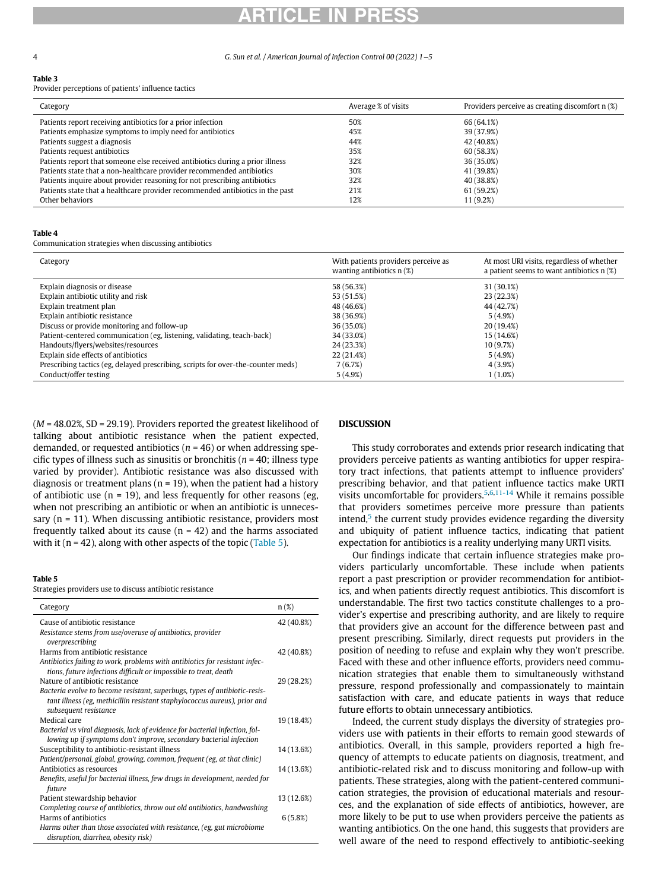**Table 3**
Provider perceptions of patients' influence tactics

| Category | Average % of visits | Providers perceive as creating discomfort n (%) |
|---|---|---|
| Patients report receiving antibiotics for a prior infection | 50% | 66 (64.1%) |
| Patients emphasize symptoms to imply need for antibiotics | 45% | 39 (37.9%) |
| Patients suggest a diagnosis | 44% | 42 (40.8%) |
| Patients request antibiotics | 35% | 60 (58.3%) |
| Patients report that someone else received antibiotics during a prior illness | 32% | 36 (35.0%) |
| Patients state that a non-healthcare provider recommended antibiotics | 30% | 41 (39.8%) |
| Patients inquire about provider reasoning for not prescribing antibiotics | 32% | 40 (38.8%) |
| Patients state that a healthcare provider recommended antibiotics in the past | 21% | 61 (59.2%) |
| Other behaviors | 12% | 11 (9.2%) |

**Table 4**
Communication strategies when discussing antibiotics

| Category | With patients providers perceive as wanting antibiotics n (%) | At most URI visits, regardless of whether a patient seems to want antibiotics n (%) |
|---|---|---|
| Explain diagnosis or disease | 58 (56.3%) | 31 (30.1%) |
| Explain antibiotic utility and risk | 53 (51.5%) | 23 (22.3%) |
| Explain treatment plan | 48 (46.6%) | 44 (42.7%) |
| Explain antibiotic resistance | 38 (36.9%) | 5 (4.9%) |
| Discuss or provide monitoring and follow-up | 36 (35.0%) | 20 (19.4%) |
| Patient-centered communication (eg, listening, validating, teach-back) | 34 (33.0%) | 15 (14.6%) |
| Handouts/flyers/websites/resources | 24 (23.3%) | 10 (9.7%) |
| Explain side effects of antibiotics | 22 (21.4%) | 5 (4.9%) |
| Prescribing tactics (eg, delayed prescribing, scripts for over-the-counter meds) | 7 (6.7%) | 4 (3.9%) |
| Conduct/offer testing | 5 (4.9%) | 1 (1.0%) |

($M$ = 48.02%, SD = 29.19). Providers reported the greatest likelihood of talking about antibiotic resistance when the patient expected, demanded, or requested antibiotics ($n$ = 46) or when addressing specific types of illness such as sinusitis or bronchitis ($n$ = 40; illness type varied by provider). Antibiotic resistance was also discussed with diagnosis or treatment plans (n = 19), when the patient had a history of antibiotic use (n = 19), and less frequently for other reasons (eg, when not prescribing an antibiotic or when an antibiotic is unnecessary (n = 11). When discussing antibiotic resistance, providers most frequently talked about its cause (n = 42) and the harms associated with it (n = 42), along with other aspects of the topic (Table 5).

**Table 5**
Strategies providers use to discuss antibiotic resistance

| Category | n (%) |
|---|---|
| Cause of antibiotic resistance<br>*Resistance stems from use/overuse of antibiotics, provider overprescribing* | 42 (40.8%) |
| Harms from antibiotic resistance<br>*Antibiotics failing to work, problems with antibiotics for resistant infections, future infections difficult or impossible to treat, death* | 42 (40.8%) |
| Nature of antibiotic resistance<br>*Bacteria evolve to become resistant, superbugs, types of antibiotic-resistant illness (eg, methicillin resistant staphylococcus aureus), prior and subsequent resistance* | 29 (28.2%) |
| Medical care<br>*Bacterial vs viral diagnosis, lack of evidence for bacterial infection, following up if symptoms don't improve, secondary bacterial infection* | 19 (18.4%) |
| Susceptibility to antibiotic-resistant illness<br>*Patient/personal, global, growing, common, frequent (eg, at that clinic)* | 14 (13.6%) |
| Antibiotics as resources<br>*Benefits, useful for bacterial illness, few drugs in development, needed for future* | 14 (13.6%) |
| Patient stewardship behavior<br>*Completing course of antibiotics, throw out old antibiotics, handwashing* | 13 (12.6%) |
| Harms of antibiotics<br>*Harms other than those associated with resistance, (eg, gut microbiome disruption, diarrhea, obesity risk)* | 6 (5.8%) |

## DISCUSSION

This study corroborates and extends prior research indicating that providers perceive patients as wanting antibiotics for upper respiratory tract infections, that patients attempt to influence providers' prescribing behavior, and that patient influence tactics make URTI visits uncomfortable for providers.[5,6,11-14] While it remains possible that providers sometimes perceive more pressure than patients intend,[5] the current study provides evidence regarding the diversity and ubiquity of patient influence tactics, indicating that patient expectation for antibiotics is a reality underlying many URTI visits.

Our findings indicate that certain influence strategies make providers particularly uncomfortable. These include when patients report a past prescription or provider recommendation for antibiotics, and when patients directly request antibiotics. This discomfort is understandable. The first two tactics constitute challenges to a provider's expertise and prescribing authority, and are likely to require that providers give an account for the difference between past and present prescribing. Similarly, direct requests put providers in the position of needing to refuse and explain why they won't prescribe. Faced with these and other influence efforts, providers need communication strategies that enable them to simultaneously withstand pressure, respond professionally and compassionately to maintain satisfaction with care, and educate patients in ways that reduce future efforts to obtain unnecessary antibiotics.

Indeed, the current study displays the diversity of strategies providers use with patients in their efforts to remain good stewards of antibiotics. Overall, in this sample, providers reported a high frequency of attempts to educate patients on diagnosis, treatment, and antibiotic-related risk and to discuss monitoring and follow-up with patients. These strategies, along with the patient-centered communication strategies, the provision of educational materials and resources, and the explanation of side effects of antibiotics, however, are more likely to be put to use when providers perceive the patients as wanting antibiotics. On the one hand, this suggests that providers are well aware of the need to respond effectively to antibiotic-seeking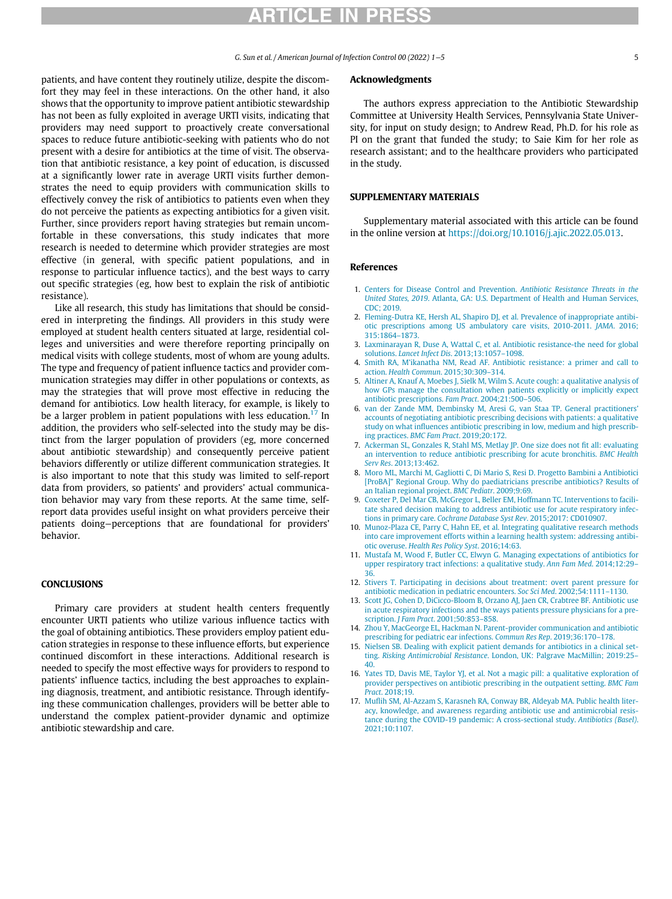patients, and have content they routinely utilize, despite the discomfort they may feel in these interactions. On the other hand, it also shows that the opportunity to improve patient antibiotic stewardship has not been as fully exploited in average URTI visits, indicating that providers may need support to proactively create conversational spaces to reduce future antibiotic-seeking with patients who do not present with a desire for antibiotics at the time of visit. The observation that antibiotic resistance, a key point of education, is discussed at a significantly lower rate in average URTI visits further demonstrates the need to equip providers with communication skills to effectively convey the risk of antibiotics to patients even when they do not perceive the patients as expecting antibiotics for a given visit. Further, since providers report having strategies but remain uncomfortable in these conversations, this study indicates that more research is needed to determine which provider strategies are most effective (in general, with specific patient populations, and in response to particular influence tactics), and the best ways to carry out specific strategies (eg, how best to explain the risk of antibiotic resistance).

Like all research, this study has limitations that should be considered in interpreting the findings. All providers in this study were employed at student health centers situated at large, residential colleges and universities and were therefore reporting principally on medical visits with college students, most of whom are young adults. The type and frequency of patient influence tactics and provider communication strategies may differ in other populations or contexts, as may the strategies that will prove most effective in reducing the demand for antibiotics. Low health literacy, for example, is likely to be a larger problem in patient populations with less education.[17] In addition, the providers who self-selected into the study may be distinct from the larger population of providers (eg, more concerned about antibiotic stewardship) and consequently perceive patient behaviors differently or utilize different communication strategies. It is also important to note that this study was limited to self-report data from providers, so patients' and providers' actual communication behavior may vary from these reports. At the same time, self-report data provides useful insight on what providers perceive their patients doing—perceptions that are foundational for providers' behavior.

## CONCLUSIONS

Primary care providers at student health centers frequently encounter URTI patients who utilize various influence tactics with the goal of obtaining antibiotics. These providers employ patient education strategies in response to these influence efforts, but experience continued discomfort in these interactions. Additional research is needed to specify the most effective ways for providers to respond to patients' influence tactics, including the best approaches to explaining diagnosis, treatment, and antibiotic resistance. Through identifying these communication challenges, providers will be better able to understand the complex patient-provider dynamic and optimize antibiotic stewardship and care.

## Acknowledgments

The authors express appreciation to the Antibiotic Stewardship Committee at University Health Services, Pennsylvania State University, for input on study design; to Andrew Read, Ph.D. for his role as PI on the grant that funded the study; to Saie Kim for her role as research assistant; and to the healthcare providers who participated in the study.

## SUPPLEMENTARY MATERIALS

Supplementary material associated with this article can be found in the online version at https://doi.org/10.1016/j.ajic.2022.05.013.

## References

1. Centers for Disease Control and Prevention. *Antibiotic Resistance Threats in the United States, 2019*. Atlanta, GA: U.S. Department of Health and Human Services, CDC; 2019.
2. Fleming-Dutra KE, Hersh AL, Shapiro DJ, et al. Prevalence of inappropriate antibiotic prescriptions among US ambulatory care visits, 2010-2011. *JAMA*. 2016; 315:1864–1873.
3. Laxminarayan R, Duse A, Wattal C, et al. Antibiotic resistance-the need for global solutions. *Lancet Infect Dis*. 2013;13:1057–1098.
4. Smith RA, M'ikanatha NM, Read AF. Antibiotic resistance: a primer and call to action. *Health Commun*. 2015;30:309–314.
5. Altiner A, Knauf A, Moebes J, Sielk M, Wilm S. Acute cough: a qualitative analysis of how GPs manage the consultation when patients explicitly or implicitly expect antibiotic prescriptions. *Fam Pract*. 2004;21:500–506.
6. van der Zande MM, Dembinsky M, Aresi G, van Staa TP. General practitioners' accounts of negotiating antibiotic prescribing decisions with patients: a qualitative study on what influences antibiotic prescribing in low, medium and high prescribing practices. *BMC Fam Pract*. 2019;20:172.
7. Ackerman SL, Gonzales R, Stahl MS, Metlay JP. One size does not fit all: evaluating an intervention to reduce antibiotic prescribing for acute bronchitis. *BMC Health Serv Res*. 2013;13:462.
8. Moro ML, Marchi M, Gagliotti C, Di Mario S, Resi D. Progetto Bambini a Antibiotici [ProBA]" Regional Group. Why do paediatricians prescribe antibiotics? Results of an Italian regional project. *BMC Pediatr*. 2009;9:69.
9. Coxeter P, Del Mar CB, McGregor L, Beller EM, Hoffmann TC. Interventions to facilitate shared decision making to address antibiotic use for acute respiratory infections in primary care. *Cochrane Database Syst Rev*. 2015;2017: CD010907.
10. Munoz-Plaza CE, Parry C, Hahn EE, et al. Integrating qualitative research methods into care improvement efforts within a learning health system: addressing antibiotic overuse. *Health Res Policy Syst*. 2016;14:63.
11. Mustafa M, Wood F, Butler CC, Elwyn G. Managing expectations of antibiotics for upper respiratory tract infections: a qualitative study. *Ann Fam Med*. 2014;12:29–36.
12. Stivers T. Participating in decisions about treatment: overt parent pressure for antibiotic medication in pediatric encounters. *Soc Sci Med*. 2002;54:1111–1130.
13. Scott JG, Cohen D, DiCicco-Bloom B, Orzano AJ, Jaen CR, Crabtree BF. Antibiotic use in acute respiratory infections and the ways patients pressure physicians for a prescription. *J Fam Pract*. 2001;50:853–858.
14. Zhou Y, MacGeorge EL, Hackman N. Parent-provider communication and antibiotic prescribing for pediatric ear infections. *Commun Res Rep*. 2019;36:170–178.
15. Nielsen SB. Dealing with explicit patient demands for antibiotics in a clinical setting. *Risking Antimicrobial Resistance*. London, UK: Palgrave MacMillin; 2019:25–40.
16. Yates TD, Davis ME, Taylor YJ, et al. Not a magic pill: a qualitative exploration of provider perspectives on antibiotic prescribing in the outpatient setting. *BMC Fam Pract*. 2018;19.
17. Muflih SM, Al-Azzam S, Karasneh RA, Conway BR, Aldeyab MA. Public health literacy, knowledge, and awareness regarding antibiotic use and antimicrobial resistance during the COVID-19 pandemic: A cross-sectional study. *Antibiotics (Basel)*. 2021;10:1107.